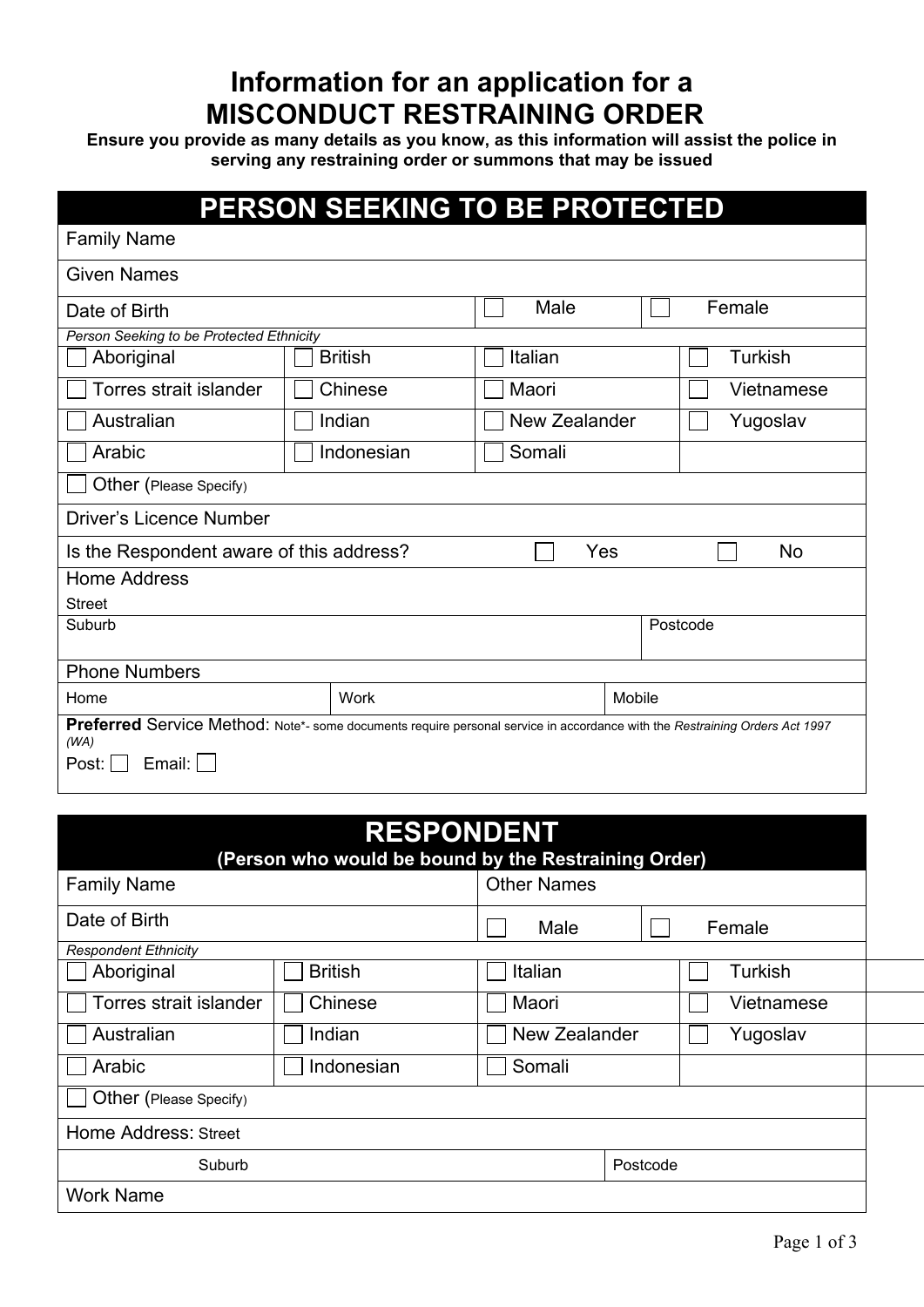# Information for an application for a MISCONDUCT RESTRAINING ORDER

**Ensure you provide as many details as you know, as this information will assist the police in serving any restraining order or summons that may be issued**

## PERSON SEEKING TO BE PROTECTED

| | | | |
|---|---|---|---|
| Family Name | | | |
| Given Names | | | |
| Date of Birth | | ☐ Male | ☐ Female |

*Person Seeking to be Protected Ethnicity*

| | | | |
|---|---|---|---|
| ☐ Aboriginal | ☐ British | ☐ Italian | ☐ Turkish |
| ☐ Torres strait islander | ☐ Chinese | ☐ Maori | ☐ Vietnamese |
| ☐ Australian | ☐ Indian | ☐ New Zealander | ☐ Yugoslav |
| ☐ Arabic | ☐ Indonesian | ☐ Somali | |
| ☐ Other (Please Specify) | | | |

| | | |
|---|---|---|
| Driver's Licence Number | | |
| Is the Respondent aware of this address? | ☐ Yes | ☐ No |

Home Address

| | |
|---|---|
| Street | |
| Suburb | Postcode |

Phone Numbers

| Home | Work | Mobile |
|---|---|---|
| | | |

**Preferred** Service Method: Note*- some documents require personal service in accordance with the *Restraining Orders Act 1997 (WA)*

Post: ☐ Email: ☐

## RESPONDENT
### (Person who would be bound by the Restraining Order)

| | | | |
|---|---|---|---|
| Family Name | | Other Names | |
| Date of Birth | | ☐ Male | ☐ Female |

*Respondent Ethnicity*

| | | | |
|---|---|---|---|
| ☐ Aboriginal | ☐ British | ☐ Italian | ☐ Turkish |
| ☐ Torres strait islander | ☐ Chinese | ☐ Maori | ☐ Vietnamese |
| ☐ Australian | ☐ Indian | ☐ New Zealander | ☐ Yugoslav |
| ☐ Arabic | ☐ Indonesian | ☐ Somali | |
| ☐ Other (Please Specify) | | | |

| | |
|---|---|
| Home Address: Street | |
| Suburb | Postcode |
| Work Name | |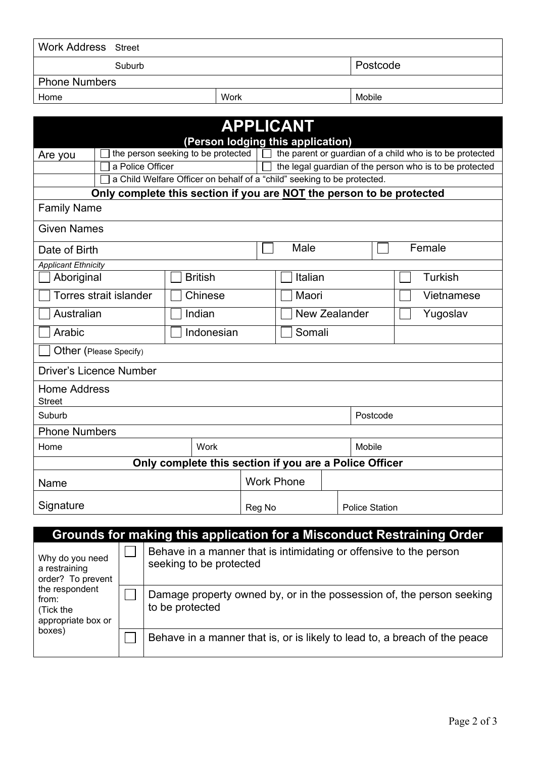| Work Address Street | | |
|---|---|---|
| Suburb | | Postcode |
| Phone Numbers | | |
| Home | Work | Mobile |

## APPLICANT

**(Person lodging this application)**

Are you
- ☐ the person seeking to be protected
- ☐ the parent or guardian of a child who is to be protected
- ☐ a Police Officer
- ☐ the legal guardian of the person who is to be protected
- ☐ a Child Welfare Officer on behalf of a "child" seeking to be protected.

**Only complete this section if you are NOT the person to be protected**

| Family Name | | | |
|---|---|---|---|
| Given Names | | | |
| Date of Birth | | ☐ Male | ☐ Female |

*Applicant Ethnicity*

| | | | |
|---|---|---|---|
| ☐ Aboriginal | ☐ British | ☐ Italian | ☐ Turkish |
| ☐ Torres strait islander | ☐ Chinese | ☐ Maori | ☐ Vietnamese |
| ☐ Australian | ☐ Indian | ☐ New Zealander | ☐ Yugoslav |
| ☐ Arabic | ☐ Indonesian | ☐ Somali | |
| ☐ Other (Please Specify) | | | |

| Driver's Licence Number | | |
|---|---|---|
| Home Address Street | | |
| Suburb | | Postcode |
| Phone Numbers | | |
| Home | Work | Mobile |

**Only complete this section if you are a Police Officer**

| Name | Work Phone | |
|---|---|---|
| Signature | Reg No | Police Station |

## Grounds for making this application for a Misconduct Restraining Order

| Why do you need a restraining order? To prevent the respondent from: (Tick the appropriate box or boxes) | | |
|---|---|---|
| | ☐ | Behave in a manner that is intimidating or offensive to the person seeking to be protected |
| | ☐ | Damage property owned by, or in the possession of, the person seeking to be protected |
| | ☐ | Behave in a manner that is, or is likely to lead to, a breach of the peace |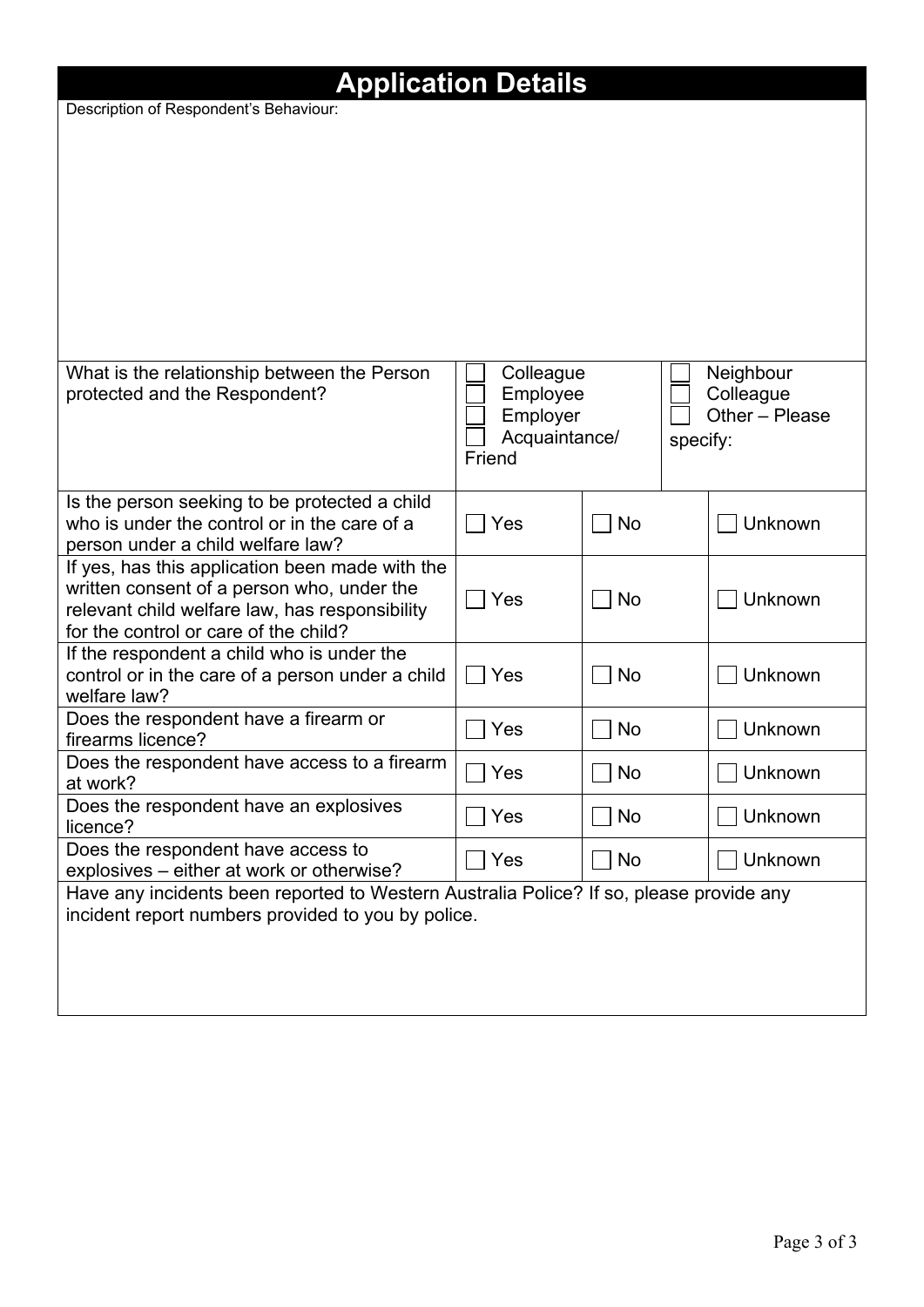# Application Details

Description of Respondent's Behaviour:

| | | | |
|---|---|---|---|
| What is the relationship between the Person protected and the Respondent? | ☐ Colleague<br>☐ Employee<br>☐ Employer<br>☐ Acquaintance/ Friend | | ☐ Neighbour<br>☐ Colleague<br>☐ Other – Please specify: |
| Is the person seeking to be protected a child who is under the control or in the care of a person under a child welfare law? | ☐ Yes | ☐ No | ☐ Unknown |
| If yes, has this application been made with the written consent of a person who, under the relevant child welfare law, has responsibility for the control or care of the child? | ☐ Yes | ☐ No | ☐ Unknown |
| If the respondent a child who is under the control or in the care of a person under a child welfare law? | ☐ Yes | ☐ No | ☐ Unknown |
| Does the respondent have a firearm or firearms licence? | ☐ Yes | ☐ No | ☐ Unknown |
| Does the respondent have access to a firearm at work? | ☐ Yes | ☐ No | ☐ Unknown |
| Does the respondent have an explosives licence? | ☐ Yes | ☐ No | ☐ Unknown |
| Does the respondent have access to explosives – either at work or otherwise? | ☐ Yes | ☐ No | ☐ Unknown |

Have any incidents been reported to Western Australia Police? If so, please provide any incident report numbers provided to you by police.